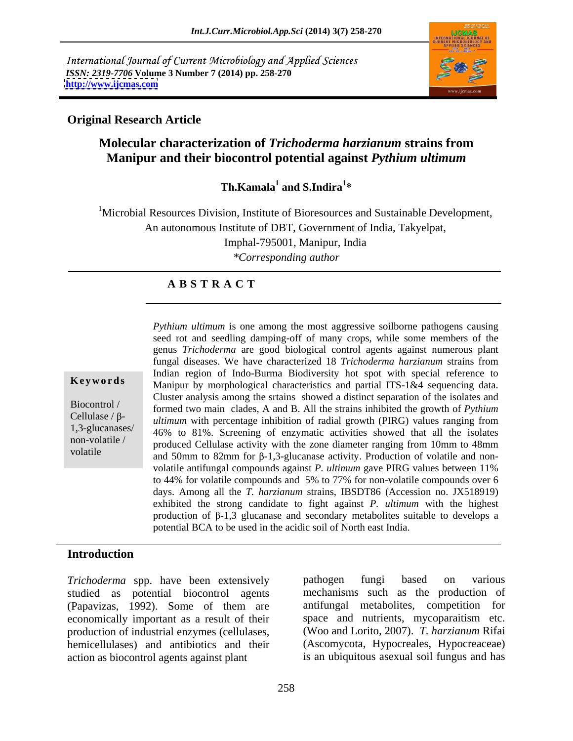International Journal of Current Microbiology and Applied Sciences
*ISSN: 2319-7706* **Volume 3 Number 7 (2014) pp. 258-270**
**http://www.ijcmas.com**

**Original Research Article**

# Molecular characterization of *Trichoderma harzianum* strains from Manipur and their biocontrol potential against *Pythium ultimum*

**Th.Kamala[1] and S.Indira[1]***

[1]Microbial Resources Division, Institute of Bioresources and Sustainable Development, An autonomous Institute of DBT, Government of India, Takyelpat, Imphal-795001, Manipur, India

*\*Corresponding author*

## A B S T R A C T

**Keywords**

Biocontrol / Cellulase / β-1,3-glucanases/ non-volatile / volatile

*Pythium ultimum* is one among the most aggressive soilborne pathogens causing seed rot and seedling damping-off of many crops, while some members of the genus *Trichoderma* are good biological control agents against numerous plant fungal diseases. We have characterized 18 *Trichoderma harzianum* strains from Indian region of Indo-Burma Biodiversity hot spot with special reference to Manipur by morphological characteristics and partial ITS-1&4 sequencing data. Cluster analysis among the srtains showed a distinct separation of the isolates and formed two main clades, A and B. All the strains inhibited the growth of *Pythium ultimum* with percentage inhibition of radial growth (PIRG) values ranging from 46% to 81%. Screening of enzymatic activities showed that all the isolates produced Cellulase activity with the zone diameter ranging from 10mm to 48mm and 50mm to 82mm for β-1,3-glucanase activity. Production of volatile and non-volatile antifungal compounds against *P. ultimum* gave PIRG values between 11% to 44% for volatile compounds and 5% to 77% for non-volatile compounds over 6 days. Among all the *T. harzianum* strains, IBSDT86 (Accession no. JX518919) exhibited the strong candidate to fight against *P. ultimum* with the highest production of β-1,3 glucanase and secondary metabolites suitable to develops a potential BCA to be used in the acidic soil of North east India.

## Introduction

*Trichoderma* spp. have been extensively studied as potential biocontrol agents (Papavizas, 1992). Some of them are economically important as a result of their production of industrial enzymes (cellulases, hemicellulases) and antibiotics and their action as biocontrol agents against plant pathogen fungi based on various mechanisms such as the production of antifungal metabolites, competition for space and nutrients, mycoparaitism etc. (Woo and Lorito, 2007). *T. harzianum* Rifai (Ascomycota, Hypocreales, Hypocreaceae) is an ubiquitous asexual soil fungus and has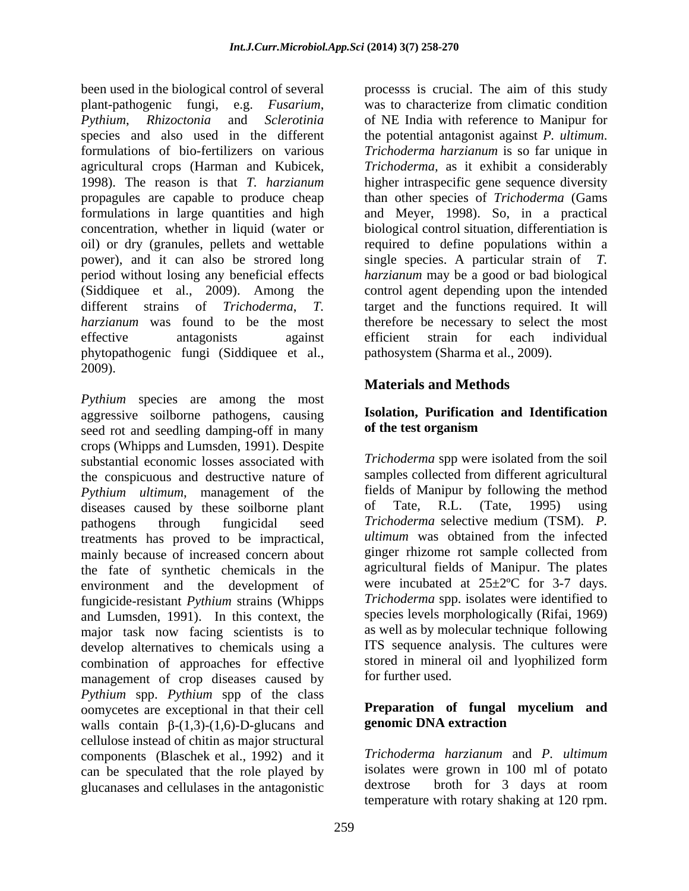been used in the biological control of several plant-pathogenic fungi, e.g. *Fusarium*, *Pythium*, *Rhizoctonia* and *Sclerotinia* species and also used in the different formulations of bio-fertilizers on various agricultural crops (Harman and Kubicek, 1998). The reason is that *T. harzianum* propagules are capable to produce cheap formulations in large quantities and high concentration, whether in liquid (water or oil) or dry (granules, pellets and wettable power), and it can also be strored long period without losing any beneficial effects (Siddiquee et al., 2009). Among the different strains of *Trichoderma*, *T. harzianum* was found to be the most effective antagonists against phytopathogenic fungi (Siddiquee et al., 2009).

*Pythium* species are among the most aggressive soilborne pathogens, causing seed rot and seedling damping-off in many crops (Whipps and Lumsden, 1991). Despite substantial economic losses associated with the conspicuous and destructive nature of *Pythium ultimum*, management of the diseases caused by these soilborne plant pathogens through fungicidal seed treatments has proved to be impractical, mainly because of increased concern about the fate of synthetic chemicals in the environment and the development of fungicide-resistant *Pythium* strains (Whipps and Lumsden, 1991). In this context, the major task now facing scientists is to develop alternatives to chemicals using a combination of approaches for effective management of crop diseases caused by *Pythium* spp. *Pythium* spp of the class oomycetes are exceptional in that their cell walls contain β-(1,3)-(1,6)-D-glucans and cellulose instead of chitin as major structural components (Blaschek et al., 1992) and it can be speculated that the role played by glucanases and cellulases in the antagonistic processs is crucial. The aim of this study was to characterize from climatic condition of NE India with reference to Manipur for the potential antagonist against *P. ultimum*. *Trichoderma harzianum* is so far unique in *Trichoderma,* as it exhibit a considerably higher intraspecific gene sequence diversity than other species of *Trichoderma* (Gams and Meyer, 1998). So, in a practical biological control situation, differentiation is required to define populations within a single species. A particular strain of *T. harzianum* may be a good or bad biological control agent depending upon the intended target and the functions required. It will therefore be necessary to select the most efficient strain for each individual pathosystem (Sharma et al., 2009).

## Materials and Methods

### Isolation, Purification and Identification of the test organism

*Trichoderma* spp were isolated from the soil samples collected from different agricultural fields of Manipur by following the method of Tate, R.L. (Tate, 1995) using *Trichoderma* selective medium (TSM). *P. ultimum* was obtained from the infected ginger rhizome rot sample collected from agricultural fields of Manipur. The plates were incubated at 25±2ºC for 3-7 days. *Trichoderma* spp. isolates were identified to species levels morphologically (Rifai, 1969) as well as by molecular technique following ITS sequence analysis. The cultures were stored in mineral oil and lyophilized form for further used.

### Preparation of fungal mycelium and genomic DNA extraction

*Trichoderma harzianum* and *P. ultimum* isolates were grown in 100 ml of potato dextrose broth for 3 days at room temperature with rotary shaking at 120 rpm.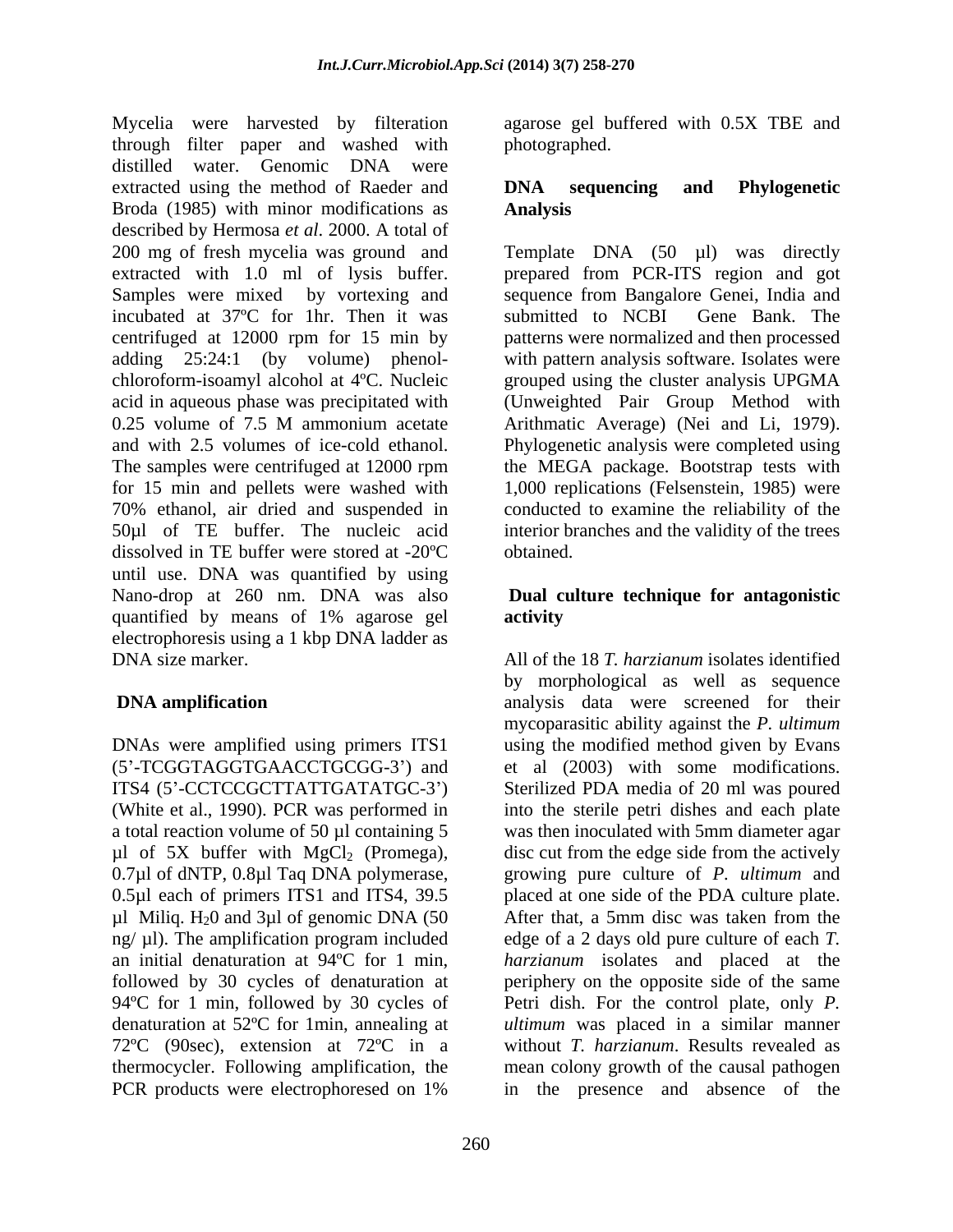Mycelia were harvested by filteration through filter paper and washed with distilled water. Genomic DNA were extracted using the method of Raeder and Broda (1985) with minor modifications as described by Hermosa *et al*. 2000. A total of 200 mg of fresh mycelia was ground and extracted with 1.0 ml of lysis buffer. Samples were mixed by vortexing and incubated at 37ºC for 1hr. Then it was centrifuged at 12000 rpm for 15 min by adding 25:24:1 (by volume) phenol-chloroform-isoamyl alcohol at 4ºC. Nucleic acid in aqueous phase was precipitated with 0.25 volume of 7.5 M ammonium acetate and with 2.5 volumes of ice-cold ethanol. The samples were centrifuged at 12000 rpm for 15 min and pellets were washed with 70% ethanol, air dried and suspended in 50µl of TE buffer. The nucleic acid dissolved in TE buffer were stored at -20ºC until use. DNA was quantified by using Nano-drop at 260 nm. DNA was also quantified by means of 1% agarose gel electrophoresis using a 1 kbp DNA ladder as DNA size marker.

**DNA amplification**

DNAs were amplified using primers ITS1 (5'-TCGGTAGGTGAACCTGCGG-3') and ITS4 (5'-CCTCCGCTTATTGATATGC-3') (White et al., 1990). PCR was performed in a total reaction volume of 50 µl containing 5 µl of 5X buffer with $MgCl_2$ (Promega), 0.7µl of dNTP, 0.8µl Taq DNA polymerase, 0.5µl each of primers ITS1 and ITS4, 39.5 µl Miliq. $H_20$ and 3µl of genomic DNA (50 ng/ µl). The amplification program included an initial denaturation at 94ºC for 1 min, followed by 30 cycles of denaturation at 94ºC for 1 min, followed by 30 cycles of denaturation at 52ºC for 1min, annealing at 72ºC (90sec), extension at 72ºC in a thermocycler. Following amplification, the PCR products were electrophoresed on 1% agarose gel buffered with 0.5X TBE and photographed.

**DNA sequencing and Phylogenetic Analysis**

Template DNA (50 µl) was directly prepared from PCR-ITS region and got sequence from Bangalore Genei, India and submitted to NCBI Gene Bank. The patterns were normalized and then processed with pattern analysis software. Isolates were grouped using the cluster analysis UPGMA (Unweighted Pair Group Method with Arithmatic Average) (Nei and Li, 1979). Phylogenetic analysis were completed using the MEGA package. Bootstrap tests with 1,000 replications (Felsenstein, 1985) were conducted to examine the reliability of the interior branches and the validity of the trees obtained.

**Dual culture technique for antagonistic activity**

All of the 18 *T. harzianum* isolates identified by morphological as well as sequence analysis data were screened for their mycoparasitic ability against the *P. ultimum* using the modified method given by Evans et al (2003) with some modifications. Sterilized PDA media of 20 ml was poured into the sterile petri dishes and each plate was then inoculated with 5mm diameter agar disc cut from the edge side from the actively growing pure culture of *P. ultimum* and placed at one side of the PDA culture plate. After that, a 5mm disc was taken from the edge of a 2 days old pure culture of each *T. harzianum* isolates and placed at the periphery on the opposite side of the same Petri dish. For the control plate, only *P. ultimum* was placed in a similar manner without *T. harzianum*. Results revealed as mean colony growth of the causal pathogen in the presence and absence of the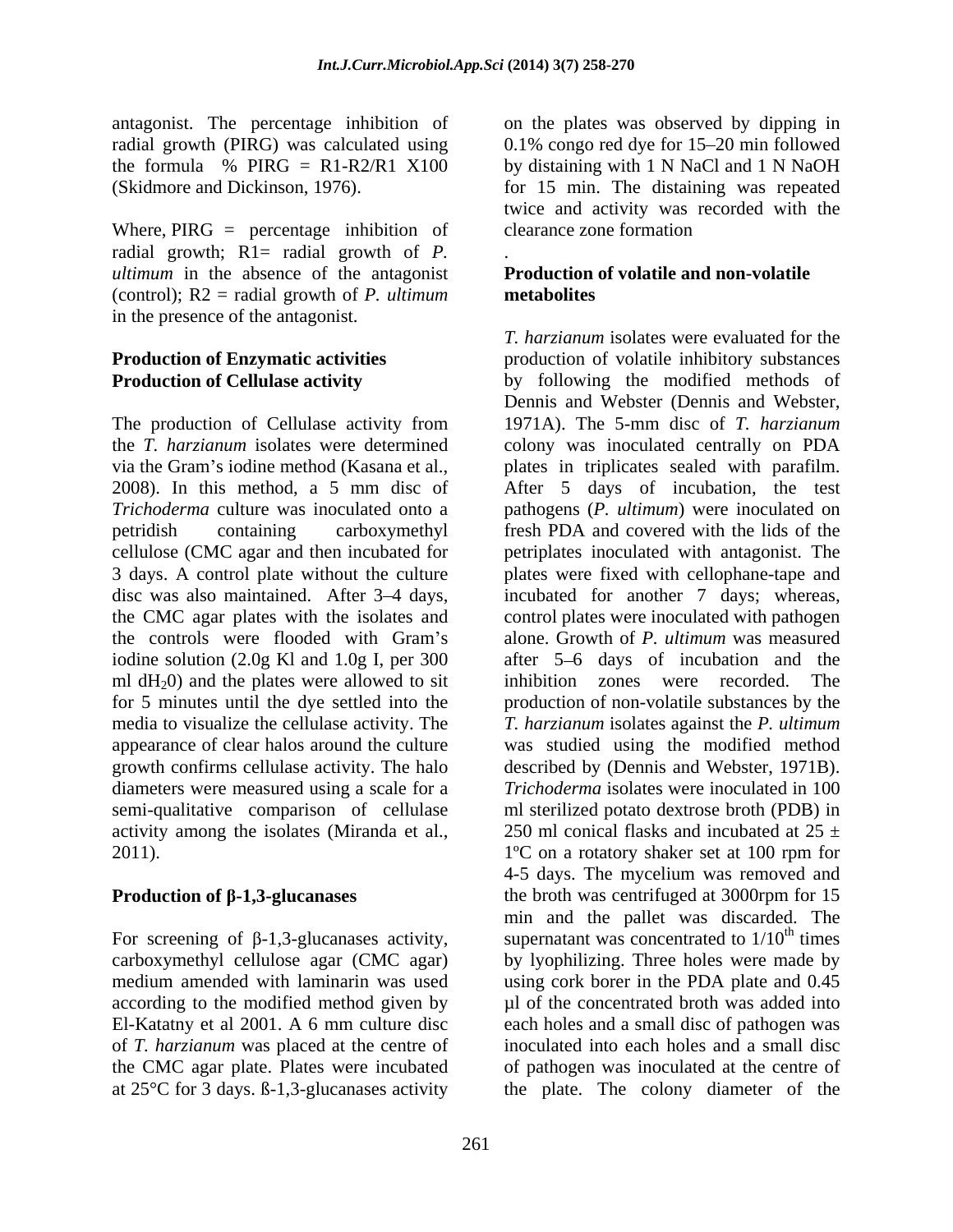antagonist. The percentage inhibition of radial growth (PIRG) was calculated using the formula % PIRG = R1-R2/R1 X100 (Skidmore and Dickinson, 1976).

Where, PIRG = percentage inhibition of radial growth; R1= radial growth of *P. ultimum* in the absence of the antagonist (control); R2 = radial growth of *P. ultimum* in the presence of the antagonist.

**Production of Enzymatic activities**

**Production of Cellulase activity**

The production of Cellulase activity from the *T. harzianum* isolates were determined via the Gram's iodine method (Kasana et al., 2008). In this method, a 5 mm disc of *Trichoderma* culture was inoculated onto a petridish containing carboxymethyl cellulose (CMC agar and then incubated for 3 days. A control plate without the culture disc was also maintained. After 3–4 days, the CMC agar plates with the isolates and the controls were flooded with Gram's iodine solution (2.0g Kl and 1.0g I, per 300 ml $dH_20$) and the plates were allowed to sit for 5 minutes until the dye settled into the media to visualize the cellulase activity. The appearance of clear halos around the culture growth confirms cellulase activity. The halo diameters were measured using a scale for a semi-qualitative comparison of cellulase activity among the isolates (Miranda et al., 2011).

**Production of β-1,3-glucanases**

For screening of β-1,3-glucanases activity, carboxymethyl cellulose agar (CMC agar) medium amended with laminarin was used according to the modified method given by El-Katatny et al 2001. A 6 mm culture disc of *T. harzianum* was placed at the centre of the CMC agar plate. Plates were incubated at 25°C for 3 days. ß-1,3-glucanases activity on the plates was observed by dipping in 0.1% congo red dye for 15–20 min followed by distaining with 1 N NaCl and 1 N NaOH for 15 min. The distaining was repeated twice and activity was recorded with the clearance zone formation

.

**Production of volatile and non-volatile metabolites**

*T. harzianum* isolates were evaluated for the production of volatile inhibitory substances by following the modified methods of Dennis and Webster (Dennis and Webster, 1971A). The 5-mm disc of *T. harzianum* colony was inoculated centrally on PDA plates in triplicates sealed with parafilm. After 5 days of incubation, the test pathogens (*P. ultimum*) were inoculated on fresh PDA and covered with the lids of the petriplates inoculated with antagonist. The plates were fixed with cellophane-tape and incubated for another 7 days; whereas, control plates were inoculated with pathogen alone. Growth of *P. ultimum* was measured after 5–6 days of incubation and the inhibition zones were recorded. The production of non-volatile substances by the *T. harzianum* isolates against the *P. ultimum* was studied using the modified method described by (Dennis and Webster, 1971B). *Trichoderma* isolates were inoculated in 100 ml sterilized potato dextrose broth (PDB) in 250 ml conical flasks and incubated at 25 ± 1ºC on a rotatory shaker set at 100 rpm for 4-5 days. The mycelium was removed and the broth was centrifuged at 3000rpm for 15 min and the pallet was discarded. The supernatant was concentrated to $1/10^{th}$ times by lyophilizing. Three holes were made by using cork borer in the PDA plate and 0.45 µl of the concentrated broth was added into each holes and a small disc of pathogen was inoculated into each holes and a small disc of pathogen was inoculated at the centre of the plate. The colony diameter of the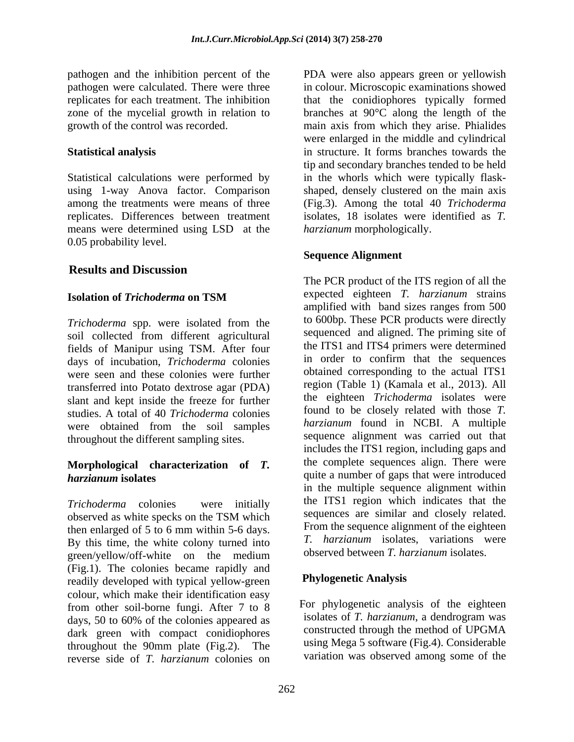pathogen and the inhibition percent of the pathogen were calculated. There were three replicates for each treatment. The inhibition zone of the mycelial growth in relation to growth of the control was recorded.

### Statistical analysis

Statistical calculations were performed by using 1-way Anova factor. Comparison among the treatments were means of three replicates. Differences between treatment means were determined using LSD at the 0.05 probability level.

## Results and Discussion

### Isolation of *Trichoderma* on TSM

*Trichoderma* spp. were isolated from the soil collected from different agricultural fields of Manipur using TSM. After four days of incubation, *Trichoderma* colonies were seen and these colonies were further transferred into Potato dextrose agar (PDA) slant and kept inside the freeze for further studies. A total of 40 *Trichoderma* colonies were obtained from the soil samples throughout the different sampling sites.

### Morphological characterization of *T. harzianum* isolates

*Trichoderma* colonies were initially observed as white specks on the TSM which then enlarged of 5 to 6 mm within 5-6 days. By this time, the white colony turned into green/yellow/off-white on the medium (Fig.1). The colonies became rapidly and readily developed with typical yellow-green colour, which make their identification easy from other soil-borne fungi. After 7 to 8 days, 50 to 60% of the colonies appeared as dark green with compact conidiophores throughout the 90mm plate (Fig.2). The reverse side of *T. harzianum* colonies on PDA were also appears green or yellowish in colour. Microscopic examinations showed that the conidiophores typically formed branches at 90°C along the length of the main axis from which they arise. Phialides were enlarged in the middle and cylindrical in structure. It forms branches towards the tip and secondary branches tended to be held in the whorls which were typically flask-shaped, densely clustered on the main axis (Fig.3). Among the total 40 *Trichoderma* isolates, 18 isolates were identified as *T. harzianum* morphologically.

### Sequence Alignment

The PCR product of the ITS region of all the expected eighteen *T. harzianum* strains amplified with band sizes ranges from 500 to 600bp. These PCR products were directly sequenced and aligned. The priming site of the ITS1 and ITS4 primers were determined in order to confirm that the sequences obtained corresponding to the actual ITS1 region (Table 1) (Kamala et al., 2013). All the eighteen *Trichoderma* isolates were found to be closely related with those *T. harzianum* found in NCBI. A multiple sequence alignment was carried out that includes the ITS1 region, including gaps and the complete sequences align. There were quite a number of gaps that were introduced in the multiple sequence alignment within the ITS1 region which indicates that the sequences are similar and closely related. From the sequence alignment of the eighteen *T. harzianum* isolates, variations were observed between *T. harzianum* isolates.

### Phylogenetic Analysis

For phylogenetic analysis of the eighteen isolates of *T. harzianum*, a dendrogram was constructed through the method of UPGMA using Mega 5 software (Fig.4). Considerable variation was observed among some of the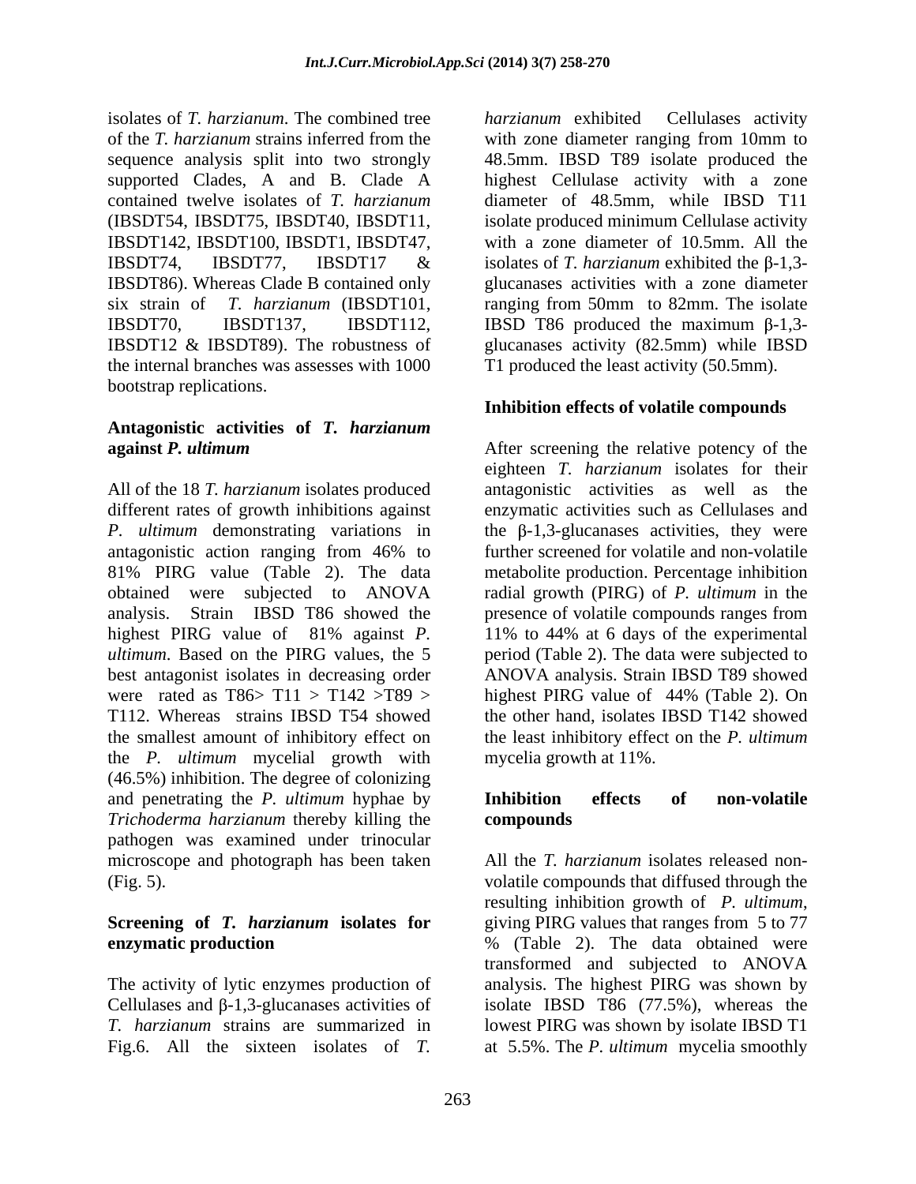isolates of *T. harzianum*. The combined tree of the *T. harzianum* strains inferred from the sequence analysis split into two strongly supported Clades, A and B. Clade A contained twelve isolates of *T. harzianum* (IBSDT54, IBSDT75, IBSDT40, IBSDT11, IBSDT142, IBSDT100, IBSDT1, IBSDT47, IBSDT74, IBSDT77, IBSDT17 & IBSDT86). Whereas Clade B contained only six strain of *T. harzianum* (IBSDT101, IBSDT70, IBSDT137, IBSDT112, IBSDT12 & IBSDT89). The robustness of the internal branches was assesses with 1000 bootstrap replications.

### Antagonistic activities of *T. harzianum* against *P. ultimum*

All of the 18 *T. harzianum* isolates produced different rates of growth inhibitions against *P. ultimum* demonstrating variations in antagonistic action ranging from 46% to 81% PIRG value (Table 2). The data obtained were subjected to ANOVA analysis. Strain IBSD T86 showed the highest PIRG value of 81% against *P. ultimum*. Based on the PIRG values, the 5 best antagonist isolates in decreasing order were rated as T86> T11 > T142 >T89 > T112. Whereas strains IBSD T54 showed the smallest amount of inhibitory effect on the *P. ultimum* mycelial growth with (46.5%) inhibition. The degree of colonizing and penetrating the *P. ultimum* hyphae by *Trichoderma harzianum* thereby killing the pathogen was examined under trinocular microscope and photograph has been taken (Fig. 5).

### Screening of *T. harzianum* isolates for enzymatic production

The activity of lytic enzymes production of Cellulases and β-1,3-glucanases activities of *T. harzianum* strains are summarized in Fig.6. All the sixteen isolates of *T. harzianum* exhibited Cellulases activity with zone diameter ranging from 10mm to 48.5mm. IBSD T89 isolate produced the highest Cellulase activity with a zone diameter of 48.5mm, while IBSD T11 isolate produced minimum Cellulase activity with a zone diameter of 10.5mm. All the isolates of *T. harzianum* exhibited the β-1,3-glucanases activities with a zone diameter ranging from 50mm to 82mm. The isolate IBSD T86 produced the maximum β-1,3-glucanases activity (82.5mm) while IBSD T1 produced the least activity (50.5mm).

### Inhibition effects of volatile compounds

After screening the relative potency of the eighteen *T. harzianum* isolates for their antagonistic activities as well as the enzymatic activities such as Cellulases and the β-1,3-glucanases activities, they were further screened for volatile and non-volatile metabolite production. Percentage inhibition radial growth (PIRG) of *P. ultimum* in the presence of volatile compounds ranges from 11% to 44% at 6 days of the experimental period (Table 2). The data were subjected to ANOVA analysis. Strain IBSD T89 showed highest PIRG value of 44% (Table 2). On the other hand, isolates IBSD T142 showed the least inhibitory effect on the *P. ultimum* mycelia growth at 11%.

### Inhibition effects of non-volatile compounds

All the *T. harzianum* isolates released non-volatile compounds that diffused through the resulting inhibition growth of *P. ultimum*, giving PIRG values that ranges from 5 to 77 % (Table 2). The data obtained were transformed and subjected to ANOVA analysis. The highest PIRG was shown by isolate IBSD T86 (77.5%), whereas the lowest PIRG was shown by isolate IBSD T1 at 5.5%. The *P. ultimum* mycelia smoothly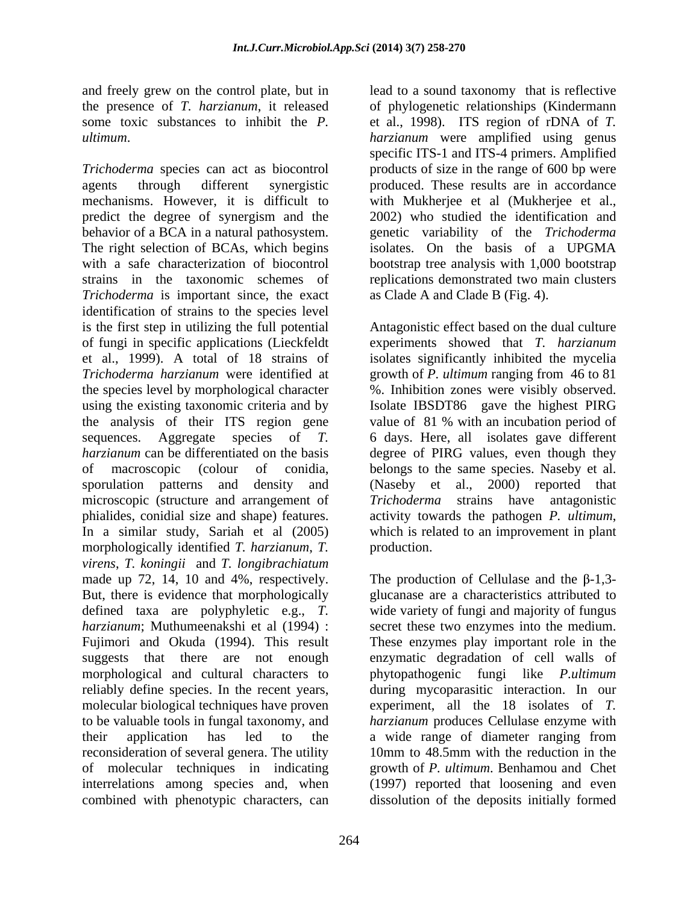and freely grew on the control plate, but in the presence of *T. harzianum*, it released some toxic substances to inhibit the *P. ultimum*.

*Trichoderma* species can act as biocontrol agents through different synergistic mechanisms. However, it is difficult to predict the degree of synergism and the behavior of a BCA in a natural pathosystem. The right selection of BCAs, which begins with a safe characterization of biocontrol strains in the taxonomic schemes of *Trichoderma* is important since, the exact identification of strains to the species level is the first step in utilizing the full potential of fungi in specific applications (Lieckfeldt et al., 1999). A total of 18 strains of *Trichoderma harzianum* were identified at the species level by morphological character using the existing taxonomic criteria and by the analysis of their ITS region gene sequences. Aggregate species of *T. harzianum* can be differentiated on the basis of macroscopic (colour of conidia, sporulation patterns and density and microscopic (structure and arrangement of phialides, conidial size and shape) features. In a similar study, Sariah et al (2005) morphologically identified *T. harzianum*, *T. virens*, *T. koningii* and *T. longibrachiatum* made up 72, 14, 10 and 4%, respectively. But, there is evidence that morphologically defined taxa are polyphyletic e.g., *T. harzianum*; Muthumeenakshi et al (1994) : Fujimori and Okuda (1994). This result suggests that there are not enough morphological and cultural characters to reliably define species. In the recent years, molecular biological techniques have proven to be valuable tools in fungal taxonomy, and their application has led to the reconsideration of several genera. The utility of molecular techniques in indicating interrelations among species and, when combined with phenotypic characters, can lead to a sound taxonomy that is reflective of phylogenetic relationships (Kindermann et al., 1998). ITS region of rDNA of *T. harzianum* were amplified using genus specific ITS-1 and ITS-4 primers. Amplified products of size in the range of 600 bp were produced. These results are in accordance with Mukherjee et al (Mukherjee et al., 2002) who studied the identification and genetic variability of the *Trichoderma* isolates. On the basis of a UPGMA bootstrap tree analysis with 1,000 bootstrap replications demonstrated two main clusters as Clade A and Clade B (Fig. 4).

Antagonistic effect based on the dual culture experiments showed that *T. harzianum* isolates significantly inhibited the mycelia growth of *P. ultimum* ranging from 46 to 81 %. Inhibition zones were visibly observed. Isolate IBSDT86 gave the highest PIRG value of 81 % with an incubation period of 6 days. Here, all isolates gave different degree of PIRG values, even though they belongs to the same species. Naseby et al. (Naseby et al., 2000) reported that *Trichoderma* strains have antagonistic activity towards the pathogen *P. ultimum*, which is related to an improvement in plant production.

The production of Cellulase and the β-1,3-glucanase are a characteristics attributed to wide variety of fungi and majority of fungus secret these two enzymes into the medium. These enzymes play important role in the enzymatic degradation of cell walls of phytopathogenic fungi like *P.ultimum* during mycoparasitic interaction. In our experiment, all the 18 isolates of *T. harzianum* produces Cellulase enzyme with a wide range of diameter ranging from 10mm to 48.5mm with the reduction in the growth of *P. ultimum*. Benhamou and Chet (1997) reported that loosening and even dissolution of the deposits initially formed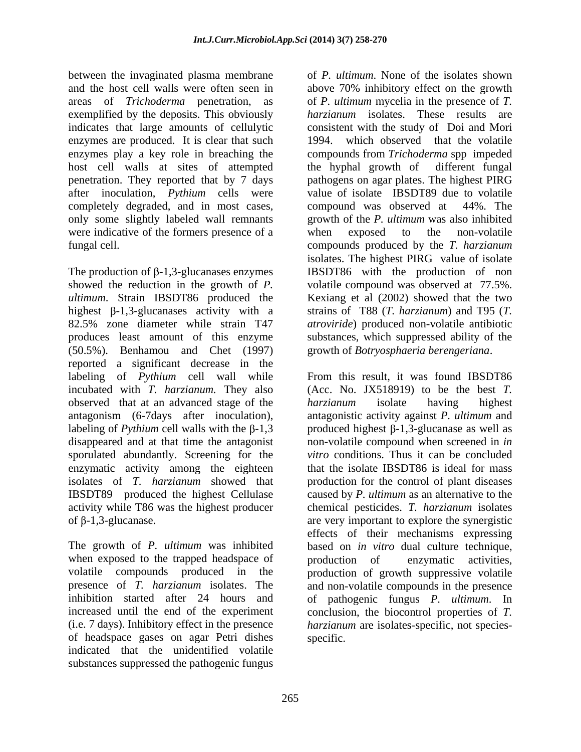between the invaginated plasma membrane and the host cell walls were often seen in areas of *Trichoderma* penetration, as exemplified by the deposits. This obviously indicates that large amounts of cellulytic enzymes are produced. It is clear that such enzymes play a key role in breaching the host cell walls at sites of attempted penetration. They reported that by 7 days after inoculation, *Pythium* cells were completely degraded, and in most cases, only some slightly labeled wall remnants were indicative of the formers presence of a fungal cell.

The production of β-1,3-glucanases enzymes showed the reduction in the growth of *P. ultimum*. Strain IBSDT86 produced the highest β-1,3-glucanases activity with a 82.5% zone diameter while strain T47 produces least amount of this enzyme (50.5%). Benhamou and Chet (1997) reported a significant decrease in the labeling of *Pythium* cell wall while incubated with *T. harzianum.* They also observed that at an advanced stage of the antagonism (6-7days after inoculation), labeling of *Pythium* cell walls with the β-1,3 disappeared and at that time the antagonist sporulated abundantly. Screening for the enzymatic activity among the eighteen isolates of *T. harzianum* showed that IBSDT89 produced the highest Cellulase activity while T86 was the highest producer of β-1,3-glucanase.

The growth of *P. ultimum* was inhibited when exposed to the trapped headspace of volatile compounds produced in the presence of *T. harzianum* isolates. The inhibition started after 24 hours and increased until the end of the experiment (i.e. 7 days). Inhibitory effect in the presence of headspace gases on agar Petri dishes indicated that the unidentified volatile substances suppressed the pathogenic fungus of *P. ultimum*. None of the isolates shown above 70% inhibitory effect on the growth of *P. ultimum* mycelia in the presence of *T. harzianum* isolates. These results are consistent with the study of Doi and Mori 1994. which observed that the volatile compounds from *Trichoderma* spp impeded the hyphal growth of different fungal pathogens on agar plates. The highest PIRG value of isolate IBSDT89 due to volatile compound was observed at 44%. The growth of the *P. ultimum* was also inhibited when exposed to the non-volatile compounds produced by the *T. harzianum* isolates. The highest PIRG value of isolate IBSDT86 with the production of non volatile compound was observed at 77.5%. Kexiang et al (2002) showed that the two strains of T88 (*T. harzianum*) and T95 (*T. atroviride*) produced non-volatile antibiotic substances, which suppressed ability of the growth of *Botryosphaeria berengeriana*.

From this result, it was found IBSDT86 (Acc. No. JX518919) to be the best *T. harzianum* isolate having highest antagonistic activity against *P. ultimum* and produced highest β-1,3-glucanase as well as non-volatile compound when screened in *in vitro* conditions. Thus it can be concluded that the isolate IBSDT86 is ideal for mass production for the control of plant diseases caused by *P. ultimum* as an alternative to the chemical pesticides. *T. harzianum* isolates are very important to explore the synergistic effects of their mechanisms expressing based on *in vitro* dual culture technique, production of enzymatic activities, production of growth suppressive volatile and non-volatile compounds in the presence of pathogenic fungus *P. ultimum*. In conclusion, the biocontrol properties of *T. harzianum* are isolates-specific, not species-specific.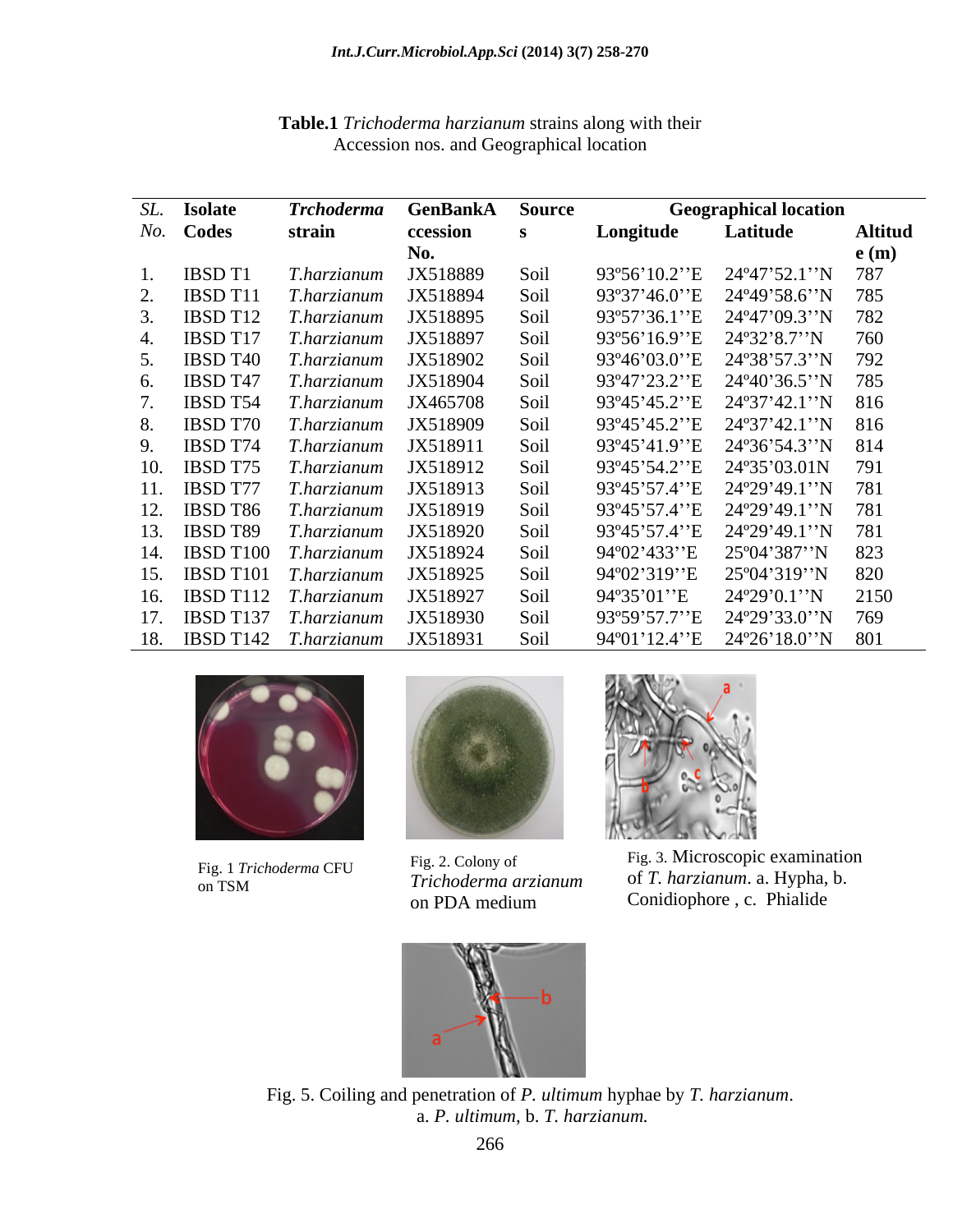**Table.1** *Trichoderma harzianum* strains along with their Accession nos. and Geographical location

| *SL. No.* | Isolate Codes | *Trchoderma* strain | GenBankAccession No. | Sources | Geographical location | | |
|---|---|---|---|---|---|---|---|
| | | | | | Longitude | Latitude | Altitude (m) |
| 1. | IBSD T1 | *T.harzianum* | JX518889 | Soil | 93º56'10.2''E | 24º47'52.1''N | 787 |
| 2. | IBSD T11 | *T.harzianum* | JX518894 | Soil | 93º37'46.0''E | 24º49'58.6''N | 785 |
| 3. | IBSD T12 | *T.harzianum* | JX518895 | Soil | 93º57'36.1''E | 24º47'09.3''N | 782 |
| 4. | IBSD T17 | *T.harzianum* | JX518897 | Soil | 93º56'16.9''E | 24º32'8.7''N | 760 |
| 5. | IBSD T40 | *T.harzianum* | JX518902 | Soil | 93º46'03.0''E | 24º38'57.3''N | 792 |
| 6. | IBSD T47 | *T.harzianum* | JX518904 | Soil | 93º47'23.2''E | 24º40'36.5''N | 785 |
| 7. | IBSD T54 | *T.harzianum* | JX465708 | Soil | 93º45'45.2''E | 24º37'42.1''N | 816 |
| 8. | IBSD T70 | *T.harzianum* | JX518909 | Soil | 93º45'45.2''E | 24º37'42.1''N | 816 |
| 9. | IBSD T74 | *T.harzianum* | JX518911 | Soil | 93º45'41.9''E | 24º36'54.3''N | 814 |
| 10. | IBSD T75 | *T.harzianum* | JX518912 | Soil | 93º45'54.2''E | 24º35'03.01N | 791 |
| 11. | IBSD T77 | *T.harzianum* | JX518913 | Soil | 93º45'57.4''E | 24º29'49.1''N | 781 |
| 12. | IBSD T86 | *T.harzianum* | JX518919 | Soil | 93º45'57.4''E | 24º29'49.1''N | 781 |
| 13. | IBSD T89 | *T.harzianum* | JX518920 | Soil | 93º45'57.4''E | 24º29'49.1''N | 781 |
| 14. | IBSD T100 | *T.harzianum* | JX518924 | Soil | 94º02'433''E | 25º04'387''N | 823 |
| 15. | IBSD T101 | *T.harzianum* | JX518925 | Soil | 94º02'319''E | 25º04'319''N | 820 |
| 16. | IBSD T112 | *T.harzianum* | JX518927 | Soil | 94º35'01''E | 24º29'0.1''N | 2150 |
| 17. | IBSD T137 | *T.harzianum* | JX518930 | Soil | 93º59'57.7''E | 24º29'33.0''N | 769 |
| 18. | IBSD T142 | *T.harzianum* | JX518931 | Soil | 94º01'12.4''E | 24º26'18.0''N | 801 |

Fig. 1 *Trichoderma* CFU on TSM

Fig. 2. Colony of *Trichoderma arzianum* on PDA medium

Fig. 3. Microscopic examination of *T. harzianum*. a. Hypha, b. Conidiophore , c. Phialide

Fig. 5. Coiling and penetration of *P. ultimum* hyphae by *T. harzianum*. a. *P. ultimum*, b. *T. harzianum.*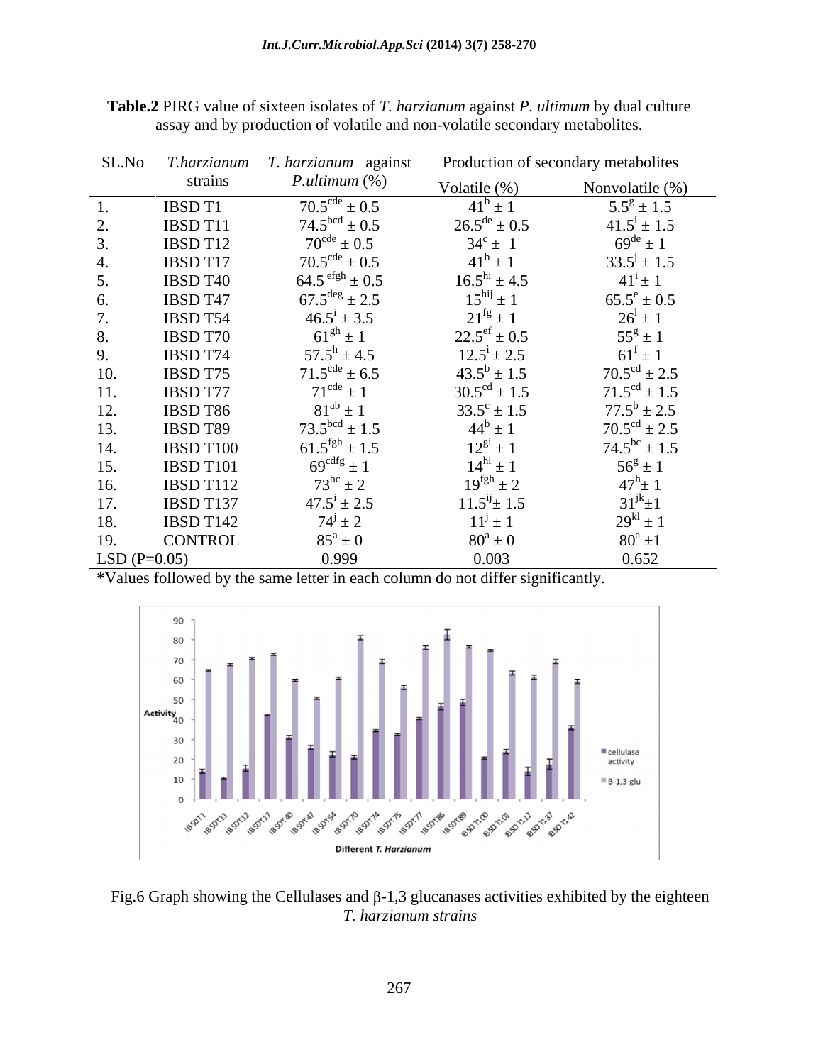**Table.2** PIRG value of sixteen isolates of *T. harzianum* against *P. ultimum* by dual culture assay and by production of volatile and non-volatile secondary metabolites.

| SL.No | *T.harzianum* strains | *T. harzianum* against *P.ultimum* (%) | Production of secondary metabolites | |
|---|---|---|---|---|
| | | | Volatile (%) | Nonvolatile (%) |
| 1. | IBSD T1 | $70.5^{cde} \pm 0.5$ | $41^{b} \pm 1$ | $5.5^{g} \pm 1.5$ |
| 2. | IBSD T11 | $74.5^{bcd} \pm 0.5$ | $26.5^{de} \pm 0.5$ | $41.5^{i} \pm 1.5$ |
| 3. | IBSD T12 | $70^{cde} \pm 0.5$ | $34^{c} \pm 1$ | $69^{de} \pm 1$ |
| 4. | IBSD T17 | $70.5^{cde} \pm 0.5$ | $41^{b} \pm 1$ | $33.5^{j} \pm 1.5$ |
| 5. | IBSD T40 | $64.5^{efgh} \pm 0.5$ | $16.5^{hi} \pm 4.5$ | $41^{i} \pm 1$ |
| 6. | IBSD T47 | $67.5^{deg} \pm 2.5$ | $15^{hij} \pm 1$ | $65.5^{e} \pm 0.5$ |
| 7. | IBSD T54 | $46.5^{i} \pm 3.5$ | $21^{fg} \pm 1$ | $26^{l} \pm 1$ |
| 8. | IBSD T70 | $61^{gh} \pm 1$ | $22.5^{ef} \pm 0.5$ | $55^{g} \pm 1$ |
| 9. | IBSD T74 | $57.5^{h} \pm 4.5$ | $12.5^{i} \pm 2.5$ | $61^{f} \pm 1$ |
| 10. | IBSD T75 | $71.5^{cde} \pm 6.5$ | $43.5^{b} \pm 1.5$ | $70.5^{cd} \pm 2.5$ |
| 11. | IBSD T77 | $71^{cde} \pm 1$ | $30.5^{cd} \pm 1.5$ | $71.5^{cd} \pm 1.5$ |
| 12. | IBSD T86 | $81^{ab} \pm 1$ | $33.5^{c} \pm 1.5$ | $77.5^{b} \pm 2.5$ |
| 13. | IBSD T89 | $73.5^{bcd} \pm 1.5$ | $44^{b} \pm 1$ | $70.5^{cd} \pm 2.5$ |
| 14. | IBSD T100 | $61.5^{fgh} \pm 1.5$ | $12^{gi} \pm 1$ | $74.5^{bc} \pm 1.5$ |
| 15. | IBSD T101 | $69^{cdfg} \pm 1$ | $14^{hi} \pm 1$ | $56^{g} \pm 1$ |
| 16. | IBSD T112 | $73^{bc} \pm 2$ | $19^{fgh} \pm 2$ | $47^{h} \pm 1$ |
| 17. | IBSD T137 | $47.5^{i} \pm 2.5$ | $11.5^{ij} \pm 1.5$ | $31^{jk} \pm 1$ |
| 18. | IBSD T142 | $74^{j} \pm 2$ | $11^{j} \pm 1$ | $29^{kl} \pm 1$ |
| 19. | CONTROL | $85^{a} \pm 0$ | $80^{a} \pm 0$ | $80^{a} \pm 1$ |
| LSD (P=0.05) | | 0.999 | 0.003 | 0.652 |

***Values followed by the same letter in each column do not differ significantly.

Fig.6 Graph showing the Cellulases and β-1,3 glucanases activities exhibited by the eighteen *T. harzianum strains*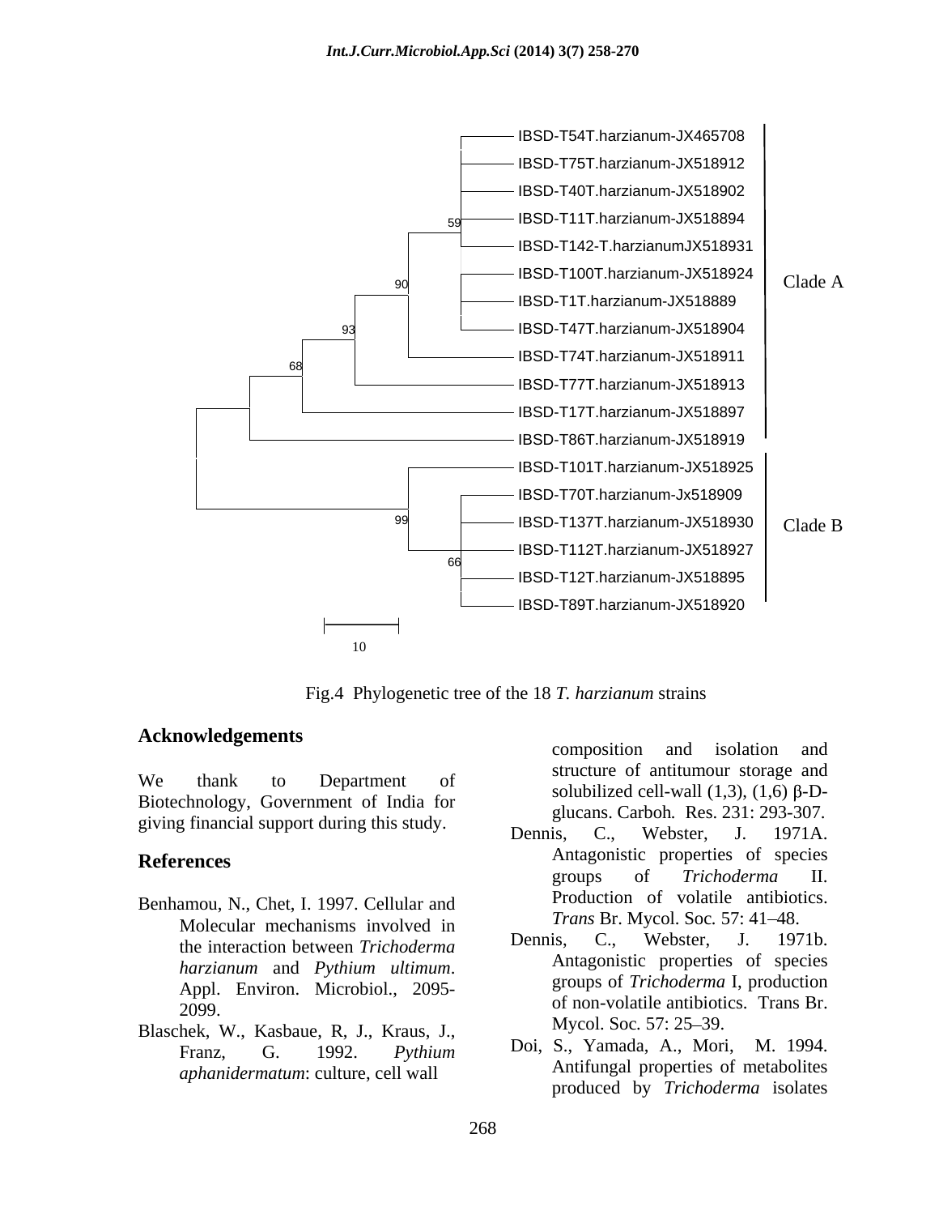Fig.4 Phylogenetic tree of the 18 *T. harzianum* strains

## Acknowledgements

We thank to Department of Biotechnology, Government of India for giving financial support during this study.

## References

Benhamou, N., Chet, I. 1997. Cellular and Molecular mechanisms involved in the interaction between *Trichoderma harzianum* and *Pythium ultimum*. Appl. Environ. Microbiol., 2095-2099.

Blaschek, W., Kasbaue, R, J., Kraus, J., Franz, G. 1992. *Pythium aphanidermatum*: culture, cell wall composition and isolation and structure of antitumour storage and solubilized cell-wall (1,3), (1,6) β-D-glucans. Carboh. Res. 231: 293-307.

Dennis, C., Webster, J. 1971A. Antagonistic properties of species groups of *Trichoderma* II. Production of volatile antibiotics. *Trans* Br. Mycol. Soc. 57: 41–48.

Dennis, C., Webster, J. 1971b. Antagonistic properties of species groups of *Trichoderma* I, production of non-volatile antibiotics. Trans Br. Mycol. Soc. 57: 25–39.

Doi, S., Yamada, A., Mori, M. 1994. Antifungal properties of metabolites produced by *Trichoderma* isolates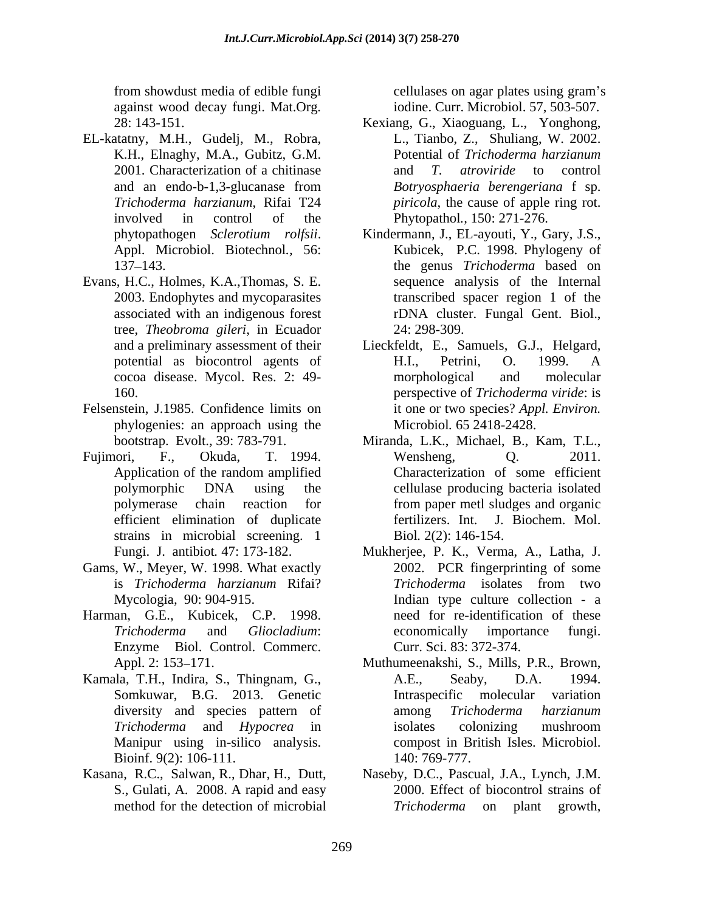from showdust media of edible fungi against wood decay fungi. Mat.Org. 28: 143-151.

EL-katatny, M.H., Gudelj, M., Robra, K.H., Elnaghy, M.A., Gubitz, G.M. 2001. Characterization of a chitinase and an endo-b-1,3-glucanase from *Trichoderma harzianum*, Rifai T24 involved in control of the phytopathogen *Sclerotium rolfsii*. Appl. Microbiol. Biotechnol., 56: 137–143.

Evans, H.C., Holmes, K.A.,Thomas, S. E. 2003. Endophytes and mycoparasites associated with an indigenous forest tree, *Theobroma gileri*, in Ecuador and a preliminary assessment of their potential as biocontrol agents of cocoa disease. Mycol. Res. 2: 49-160.

Felsenstein, J.1985. Confidence limits on phylogenies: an approach using the bootstrap. Evolt., 39: 783-791.

Fujimori, F., Okuda, T. 1994. Application of the random amplified polymorphic DNA using the polymerase chain reaction for efficient elimination of duplicate strains in microbial screening. 1 Fungi. J. antibiot. 47: 173-182.

Gams, W., Meyer, W. 1998. What exactly is *Trichoderma harzianum* Rifai? Mycologia, 90: 904-915.

Harman, G.E., Kubicek, C.P. 1998. *Trichoderma* and *Gliocladium*: Enzyme Biol. Control. Commerc. Appl. 2: 153–171.

Kamala, T.H., Indira, S., Thingnam, G., Somkuwar, B.G. 2013. Genetic diversity and species pattern of *Trichoderma* and *Hypocrea* in Manipur using in-silico analysis. Bioinf. 9(2): 106-111.

Kasana, R.C., Salwan, R., Dhar, H., Dutt, S., Gulati, A. 2008. A rapid and easy method for the detection of microbial cellulases on agar plates using gram's iodine. Curr. Microbiol. 57, 503-507.

Kexiang, G., Xiaoguang, L., Yonghong, L., Tianbo, Z., Shuliang, W. 2002. Potential of *Trichoderma harzianum* and *T. atroviride* to control *Botryosphaeria berengeriana* f sp. *piricola*, the cause of apple ring rot. Phytopathol., 150: 271-276.

Kindermann, J., EL-ayouti, Y., Gary, J.S., Kubicek, P.C. 1998. Phylogeny of the genus *Trichoderma* based on sequence analysis of the Internal transcribed spacer region 1 of the rDNA cluster. Fungal Gent. Biol., 24: 298-309.

Lieckfeldt, E., Samuels, G.J., Helgard, H.I., Petrini, O. 1999. A morphological and molecular perspective of *Trichoderma viride*: is it one or two species? *Appl. Environ.* Microbiol. 65 2418-2428.

Miranda, L.K., Michael, B., Kam, T.L., Wensheng, Q. 2011. Characterization of some efficient cellulase producing bacteria isolated from paper metl sludges and organic fertilizers. Int. J. Biochem. Mol. Biol. 2(2): 146-154.

Mukherjee, P. K., Verma, A., Latha, J. 2002. PCR fingerprinting of some *Trichoderma* isolates from two Indian type culture collection - a need for re-identification of these economically importance fungi. Curr. Sci. 83: 372-374.

Muthumeenakshi, S., Mills, P.R., Brown, A.E., Seaby, D.A. 1994. Intraspecific molecular variation among *Trichoderma harzianum* isolates colonizing mushroom compost in British Isles. Microbiol. 140: 769-777.

Naseby, D.C., Pascual, J.A., Lynch, J.M. 2000. Effect of biocontrol strains of *Trichoderma* on plant growth,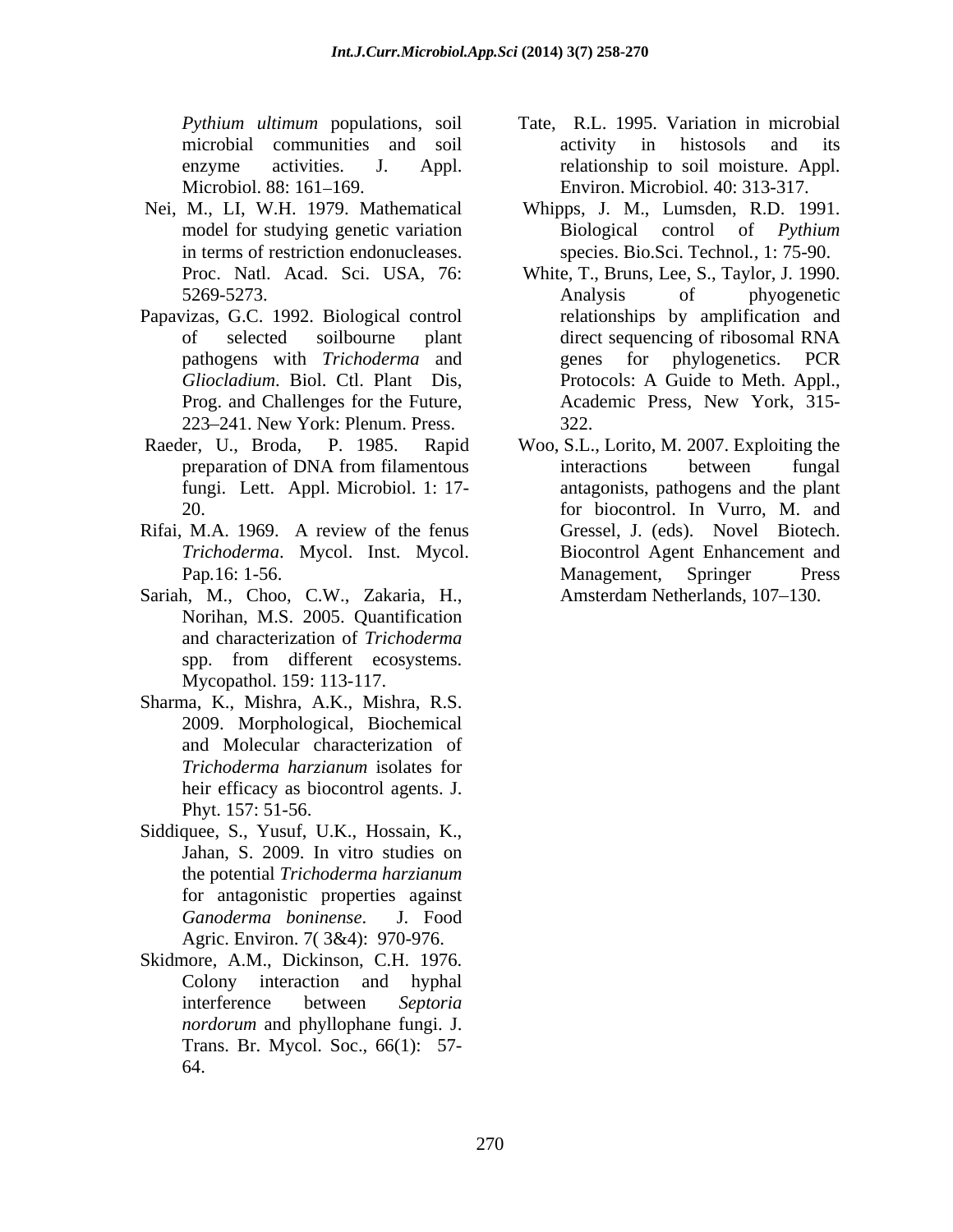*Pythium ultimum* populations, soil microbial communities and soil enzyme activities. J. Appl. Microbiol. 88: 161–169.

Nei, M., LI, W.H. 1979. Mathematical model for studying genetic variation in terms of restriction endonucleases. Proc. Natl. Acad. Sci. USA, 76: 5269-5273.

Papavizas, G.C. 1992. Biological control of selected soilbourne plant pathogens with *Trichoderma* and *Gliocladium*. Biol. Ctl. Plant Dis, Prog. and Challenges for the Future, 223–241. New York: Plenum. Press.

Raeder, U., Broda, P. 1985. Rapid preparation of DNA from filamentous fungi. Lett. Appl. Microbiol. 1: 17-20.

Rifai, M.A. 1969. A review of the fenus *Trichoderma*. Mycol. Inst. Mycol. Pap.16: 1-56.

Sariah, M., Choo, C.W., Zakaria, H., Norihan, M.S. 2005. Quantification and characterization of *Trichoderma* spp. from different ecosystems. Mycopathol. 159: 113-117.

Sharma, K., Mishra, A.K., Mishra, R.S. 2009. Morphological, Biochemical and Molecular characterization of *Trichoderma harzianum* isolates for heir efficacy as biocontrol agents. J. Phyt. 157: 51-56.

Siddiquee, S., Yusuf, U.K., Hossain, K., Jahan, S. 2009. In vitro studies on the potential *Trichoderma harzianum* for antagonistic properties against *Ganoderma boninense*. J. Food Agric. Environ. 7( 3&4): 970-976.

Skidmore, A.M., Dickinson, C.H. 1976. Colony interaction and hyphal interference between *Septoria nordorum* and phyllophane fungi. J. Trans. Br. Mycol. Soc., 66(1): 57-64.

Tate, R.L. 1995. Variation in microbial activity in histosols and its relationship to soil moisture. Appl. Environ. Microbiol. 40: 313-317.

Whipps, J. M., Lumsden, R.D. 1991. Biological control of *Pythium* species. Bio.Sci. Technol., 1: 75-90.

White, T., Bruns, Lee, S., Taylor, J. 1990. Analysis of phyogenetic relationships by amplification and direct sequencing of ribosomal RNA genes for phylogenetics. PCR Protocols: A Guide to Meth. Appl., Academic Press, New York, 315-322.

Woo, S.L., Lorito, M. 2007. Exploiting the interactions between fungal antagonists, pathogens and the plant for biocontrol. In Vurro, M. and Gressel, J. (eds). Novel Biotech. Biocontrol Agent Enhancement and Management, Springer Press Amsterdam Netherlands, 107–130.